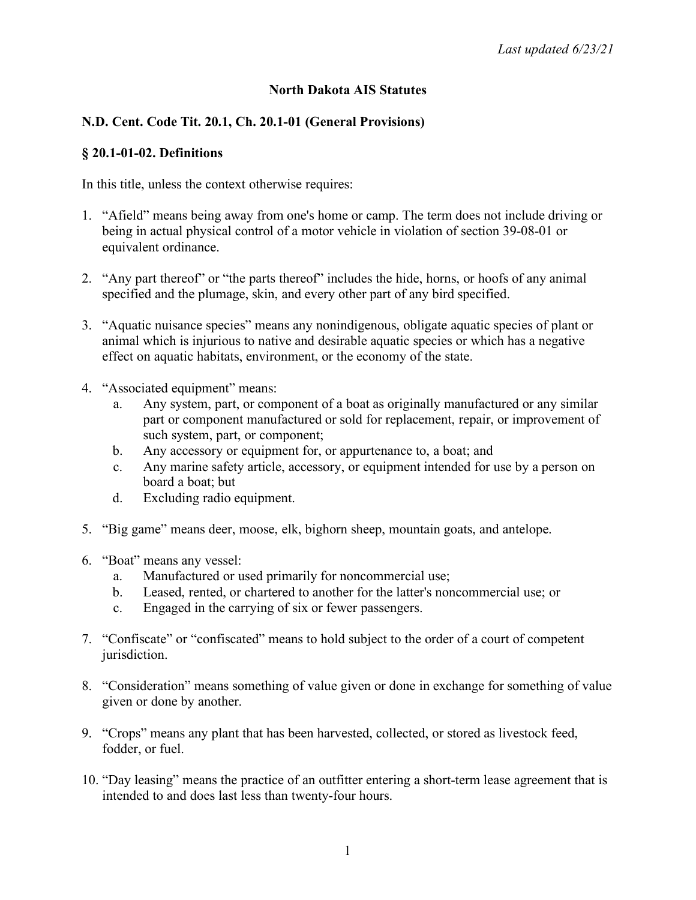*Last updated 6/23/21*

# North Dakota AIS Statutes

## N.D. Cent. Code Tit. 20.1, Ch. 20.1-01 (General Provisions)

### § 20.1-01-02. Definitions

In this title, unless the context otherwise requires:

1. "Afield" means being away from one's home or camp. The term does not include driving or being in actual physical control of a motor vehicle in violation of section 39-08-01 or equivalent ordinance.

2. "Any part thereof" or "the parts thereof" includes the hide, horns, or hoofs of any animal specified and the plumage, skin, and every other part of any bird specified.

3. "Aquatic nuisance species" means any nonindigenous, obligate aquatic species of plant or animal which is injurious to native and desirable aquatic species or which has a negative effect on aquatic habitats, environment, or the economy of the state.

4. "Associated equipment" means:
   a. Any system, part, or component of a boat as originally manufactured or any similar part or component manufactured or sold for replacement, repair, or improvement of such system, part, or component;
   b. Any accessory or equipment for, or appurtenance to, a boat; and
   c. Any marine safety article, accessory, or equipment intended for use by a person on board a boat; but
   d. Excluding radio equipment.

5. "Big game" means deer, moose, elk, bighorn sheep, mountain goats, and antelope.

6. "Boat" means any vessel:
   a. Manufactured or used primarily for noncommercial use;
   b. Leased, rented, or chartered to another for the latter's noncommercial use; or
   c. Engaged in the carrying of six or fewer passengers.

7. "Confiscate" or "confiscated" means to hold subject to the order of a court of competent jurisdiction.

8. "Consideration" means something of value given or done in exchange for something of value given or done by another.

9. "Crops" means any plant that has been harvested, collected, or stored as livestock feed, fodder, or fuel.

10. "Day leasing" means the practice of an outfitter entering a short-term lease agreement that is intended to and does last less than twenty-four hours.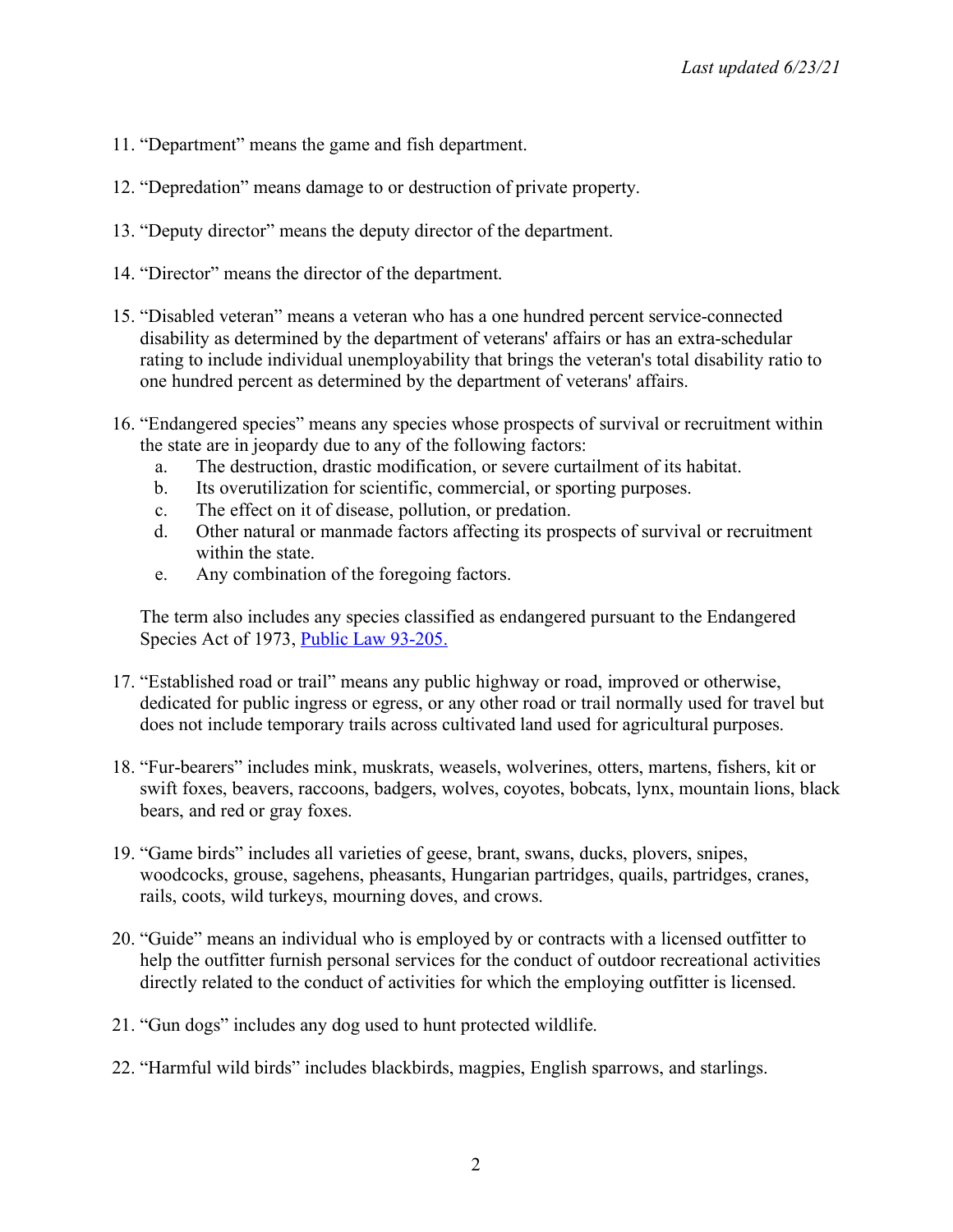11. “Department” means the game and fish department.

12. “Depredation” means damage to or destruction of private property.

13. “Deputy director” means the deputy director of the department.

14. “Director” means the director of the department.

15. “Disabled veteran” means a veteran who has a one hundred percent service-connected disability as determined by the department of veterans' affairs or has an extra-schedular rating to include individual unemployability that brings the veteran's total disability ratio to one hundred percent as determined by the department of veterans' affairs.

16. “Endangered species” means any species whose prospects of survival or recruitment within the state are in jeopardy due to any of the following factors:
    a. The destruction, drastic modification, or severe curtailment of its habitat.
    b. Its overutilization for scientific, commercial, or sporting purposes.
    c. The effect on it of disease, pollution, or predation.
    d. Other natural or manmade factors affecting its prospects of survival or recruitment within the state.
    e. Any combination of the foregoing factors.

    The term also includes any species classified as endangered pursuant to the Endangered Species Act of 1973, Public Law 93-205.

17. “Established road or trail” means any public highway or road, improved or otherwise, dedicated for public ingress or egress, or any other road or trail normally used for travel but does not include temporary trails across cultivated land used for agricultural purposes.

18. “Fur-bearers” includes mink, muskrats, weasels, wolverines, otters, martens, fishers, kit or swift foxes, beavers, raccoons, badgers, wolves, coyotes, bobcats, lynx, mountain lions, black bears, and red or gray foxes.

19. “Game birds” includes all varieties of geese, brant, swans, ducks, plovers, snipes, woodcocks, grouse, sagehens, pheasants, Hungarian partridges, quails, partridges, cranes, rails, coots, wild turkeys, mourning doves, and crows.

20. “Guide” means an individual who is employed by or contracts with a licensed outfitter to help the outfitter furnish personal services for the conduct of outdoor recreational activities directly related to the conduct of activities for which the employing outfitter is licensed.

21. “Gun dogs” includes any dog used to hunt protected wildlife.

22. “Harmful wild birds” includes blackbirds, magpies, English sparrows, and starlings.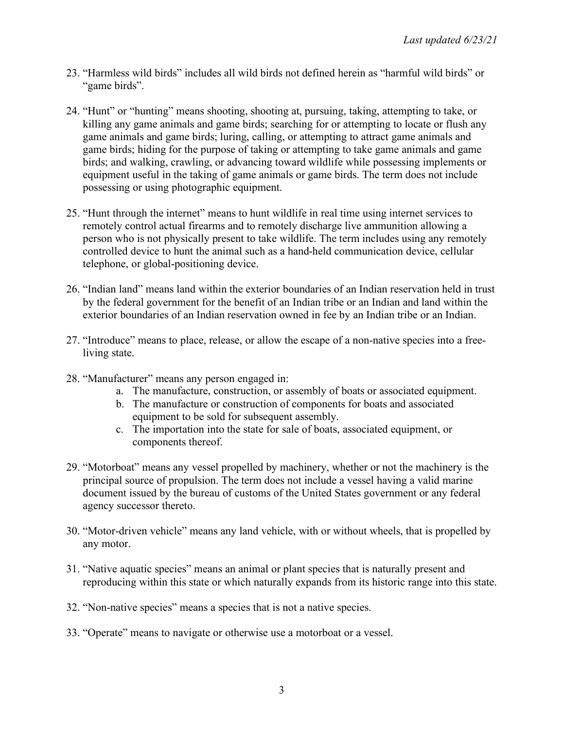23. “Harmless wild birds” includes all wild birds not defined herein as “harmful wild birds” or “game birds”.

24. “Hunt” or “hunting” means shooting, shooting at, pursuing, taking, attempting to take, or killing any game animals and game birds; searching for or attempting to locate or flush any game animals and game birds; luring, calling, or attempting to attract game animals and game birds; hiding for the purpose of taking or attempting to take game animals and game birds; and walking, crawling, or advancing toward wildlife while possessing implements or equipment useful in the taking of game animals or game birds. The term does not include possessing or using photographic equipment.

25. “Hunt through the internet” means to hunt wildlife in real time using internet services to remotely control actual firearms and to remotely discharge live ammunition allowing a person who is not physically present to take wildlife. The term includes using any remotely controlled device to hunt the animal such as a hand-held communication device, cellular telephone, or global-positioning device.

26. “Indian land” means land within the exterior boundaries of an Indian reservation held in trust by the federal government for the benefit of an Indian tribe or an Indian and land within the exterior boundaries of an Indian reservation owned in fee by an Indian tribe or an Indian.

27. “Introduce” means to place, release, or allow the escape of a non-native species into a free-living state.

28. “Manufacturer” means any person engaged in:
    a. The manufacture, construction, or assembly of boats or associated equipment.
    b. The manufacture or construction of components for boats and associated equipment to be sold for subsequent assembly.
    c. The importation into the state for sale of boats, associated equipment, or components thereof.

29. “Motorboat” means any vessel propelled by machinery, whether or not the machinery is the principal source of propulsion. The term does not include a vessel having a valid marine document issued by the bureau of customs of the United States government or any federal agency successor thereto.

30. “Motor-driven vehicle” means any land vehicle, with or without wheels, that is propelled by any motor.

31. “Native aquatic species” means an animal or plant species that is naturally present and reproducing within this state or which naturally expands from its historic range into this state.

32. “Non-native species” means a species that is not a native species.

33. “Operate” means to navigate or otherwise use a motorboat or a vessel.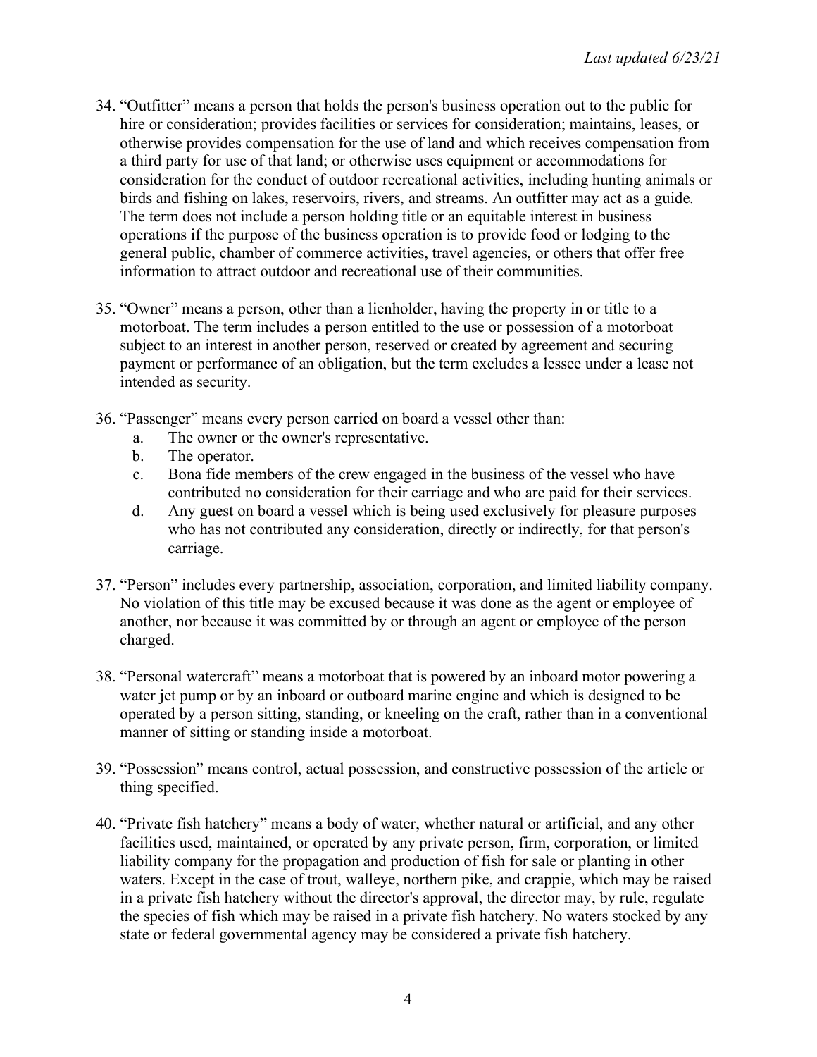34. "Outfitter" means a person that holds the person's business operation out to the public for hire or consideration; provides facilities or services for consideration; maintains, leases, or otherwise provides compensation for the use of land and which receives compensation from a third party for use of that land; or otherwise uses equipment or accommodations for consideration for the conduct of outdoor recreational activities, including hunting animals or birds and fishing on lakes, reservoirs, rivers, and streams. An outfitter may act as a guide. The term does not include a person holding title or an equitable interest in business operations if the purpose of the business operation is to provide food or lodging to the general public, chamber of commerce activities, travel agencies, or others that offer free information to attract outdoor and recreational use of their communities.

35. "Owner" means a person, other than a lienholder, having the property in or title to a motorboat. The term includes a person entitled to the use or possession of a motorboat subject to an interest in another person, reserved or created by agreement and securing payment or performance of an obligation, but the term excludes a lessee under a lease not intended as security.

36. "Passenger" means every person carried on board a vessel other than:
    a. The owner or the owner's representative.
    b. The operator.
    c. Bona fide members of the crew engaged in the business of the vessel who have contributed no consideration for their carriage and who are paid for their services.
    d. Any guest on board a vessel which is being used exclusively for pleasure purposes who has not contributed any consideration, directly or indirectly, for that person's carriage.

37. "Person" includes every partnership, association, corporation, and limited liability company. No violation of this title may be excused because it was done as the agent or employee of another, nor because it was committed by or through an agent or employee of the person charged.

38. "Personal watercraft" means a motorboat that is powered by an inboard motor powering a water jet pump or by an inboard or outboard marine engine and which is designed to be operated by a person sitting, standing, or kneeling on the craft, rather than in a conventional manner of sitting or standing inside a motorboat.

39. "Possession" means control, actual possession, and constructive possession of the article or thing specified.

40. "Private fish hatchery" means a body of water, whether natural or artificial, and any other facilities used, maintained, or operated by any private person, firm, corporation, or limited liability company for the propagation and production of fish for sale or planting in other waters. Except in the case of trout, walleye, northern pike, and crappie, which may be raised in a private fish hatchery without the director's approval, the director may, by rule, regulate the species of fish which may be raised in a private fish hatchery. No waters stocked by any state or federal governmental agency may be considered a private fish hatchery.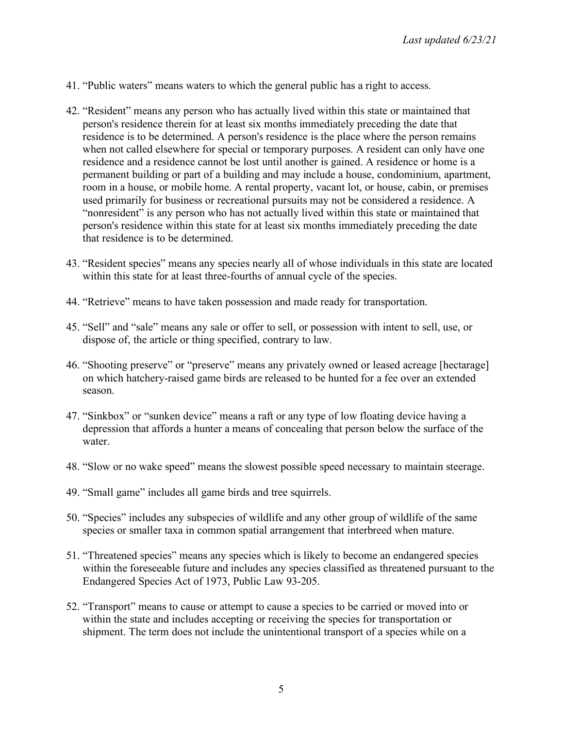41. "Public waters" means waters to which the general public has a right to access.

42. "Resident" means any person who has actually lived within this state or maintained that person's residence therein for at least six months immediately preceding the date that residence is to be determined. A person's residence is the place where the person remains when not called elsewhere for special or temporary purposes. A resident can only have one residence and a residence cannot be lost until another is gained. A residence or home is a permanent building or part of a building and may include a house, condominium, apartment, room in a house, or mobile home. A rental property, vacant lot, or house, cabin, or premises used primarily for business or recreational pursuits may not be considered a residence. A "nonresident" is any person who has not actually lived within this state or maintained that person's residence within this state for at least six months immediately preceding the date that residence is to be determined.

43. "Resident species" means any species nearly all of whose individuals in this state are located within this state for at least three-fourths of annual cycle of the species.

44. "Retrieve" means to have taken possession and made ready for transportation.

45. "Sell" and "sale" means any sale or offer to sell, or possession with intent to sell, use, or dispose of, the article or thing specified, contrary to law.

46. "Shooting preserve" or "preserve" means any privately owned or leased acreage [hectarage] on which hatchery-raised game birds are released to be hunted for a fee over an extended season.

47. "Sinkbox" or "sunken device" means a raft or any type of low floating device having a depression that affords a hunter a means of concealing that person below the surface of the water.

48. "Slow or no wake speed" means the slowest possible speed necessary to maintain steerage.

49. "Small game" includes all game birds and tree squirrels.

50. "Species" includes any subspecies of wildlife and any other group of wildlife of the same species or smaller taxa in common spatial arrangement that interbreed when mature.

51. "Threatened species" means any species which is likely to become an endangered species within the foreseeable future and includes any species classified as threatened pursuant to the Endangered Species Act of 1973, Public Law 93-205.

52. "Transport" means to cause or attempt to cause a species to be carried or moved into or within the state and includes accepting or receiving the species for transportation or shipment. The term does not include the unintentional transport of a species while on a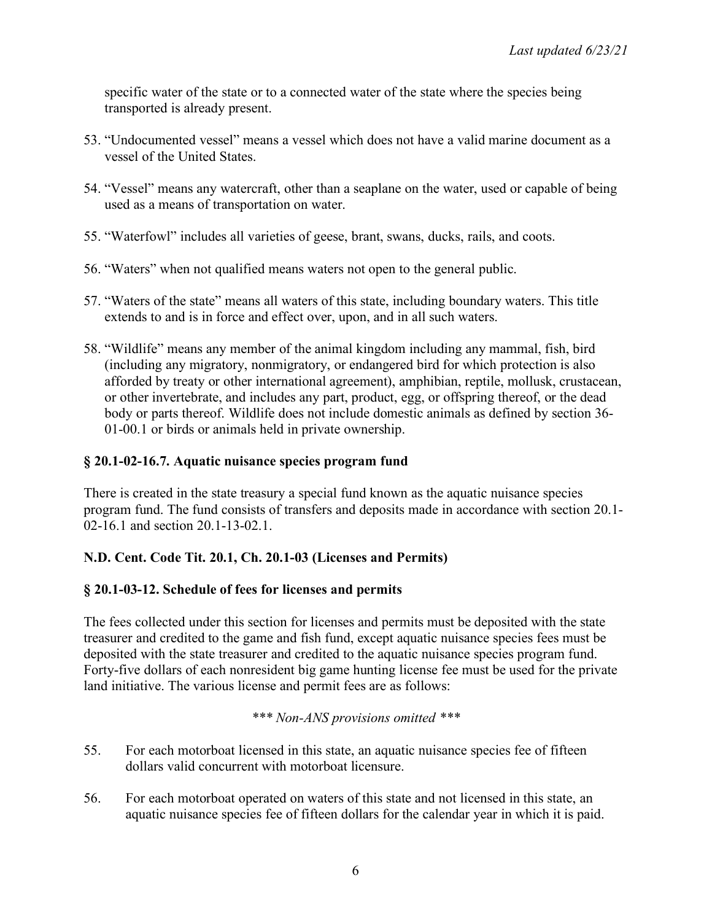specific water of the state or to a connected water of the state where the species being transported is already present.

53. "Undocumented vessel" means a vessel which does not have a valid marine document as a vessel of the United States.

54. "Vessel" means any watercraft, other than a seaplane on the water, used or capable of being used as a means of transportation on water.

55. "Waterfowl" includes all varieties of geese, brant, swans, ducks, rails, and coots.

56. "Waters" when not qualified means waters not open to the general public.

57. "Waters of the state" means all waters of this state, including boundary waters. This title extends to and is in force and effect over, upon, and in all such waters.

58. "Wildlife" means any member of the animal kingdom including any mammal, fish, bird (including any migratory, nonmigratory, or endangered bird for which protection is also afforded by treaty or other international agreement), amphibian, reptile, mollusk, crustacean, or other invertebrate, and includes any part, product, egg, or offspring thereof, or the dead body or parts thereof. Wildlife does not include domestic animals as defined by section 36-01-00.1 or birds or animals held in private ownership.

### § 20.1-02-16.7. Aquatic nuisance species program fund

There is created in the state treasury a special fund known as the aquatic nuisance species program fund. The fund consists of transfers and deposits made in accordance with section 20.1-02-16.1 and section 20.1-13-02.1.

### N.D. Cent. Code Tit. 20.1, Ch. 20.1-03 (Licenses and Permits)

### § 20.1-03-12. Schedule of fees for licenses and permits

The fees collected under this section for licenses and permits must be deposited with the state treasurer and credited to the game and fish fund, except aquatic nuisance species fees must be deposited with the state treasurer and credited to the aquatic nuisance species program fund. Forty-five dollars of each nonresident big game hunting license fee must be used for the private land initiative. The various license and permit fees are as follows:

*\*\*\* Non-ANS provisions omitted \*\*\**

55. For each motorboat licensed in this state, an aquatic nuisance species fee of fifteen dollars valid concurrent with motorboat licensure.

56. For each motorboat operated on waters of this state and not licensed in this state, an aquatic nuisance species fee of fifteen dollars for the calendar year in which it is paid.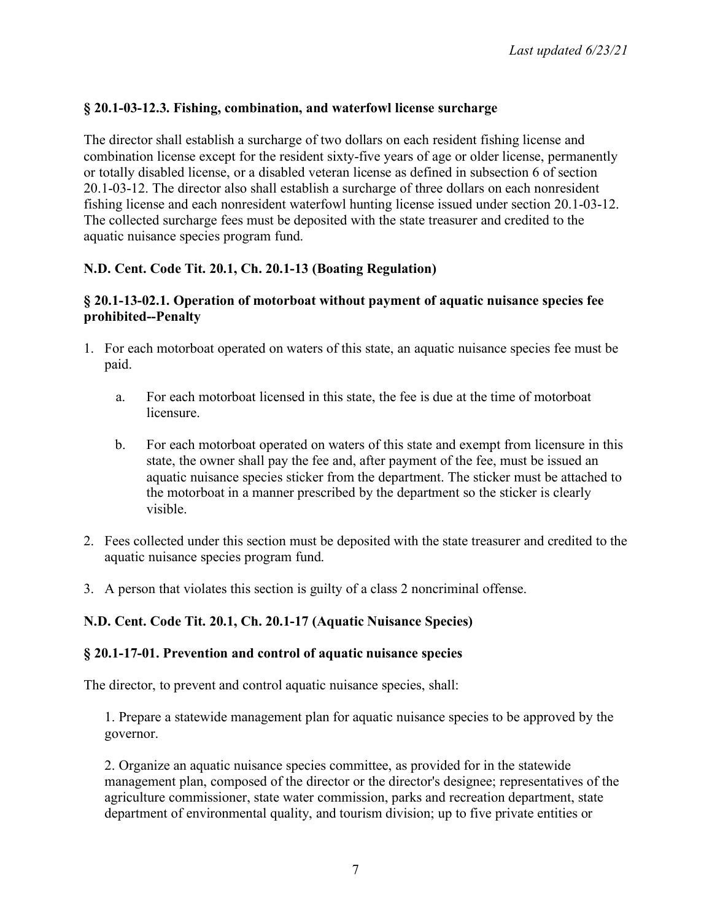**§ 20.1-03-12.3. Fishing, combination, and waterfowl license surcharge**

The director shall establish a surcharge of two dollars on each resident fishing license and combination license except for the resident sixty-five years of age or older license, permanently or totally disabled license, or a disabled veteran license as defined in subsection 6 of section 20.1-03-12. The director also shall establish a surcharge of three dollars on each nonresident fishing license and each nonresident waterfowl hunting license issued under section 20.1-03-12. The collected surcharge fees must be deposited with the state treasurer and credited to the aquatic nuisance species program fund.

**N.D. Cent. Code Tit. 20.1, Ch. 20.1-13 (Boating Regulation)**

**§ 20.1-13-02.1. Operation of motorboat without payment of aquatic nuisance species fee prohibited--Penalty**

1. For each motorboat operated on waters of this state, an aquatic nuisance species fee must be paid.
    a. For each motorboat licensed in this state, the fee is due at the time of motorboat licensure.
    b. For each motorboat operated on waters of this state and exempt from licensure in this state, the owner shall pay the fee and, after payment of the fee, must be issued an aquatic nuisance species sticker from the department. The sticker must be attached to the motorboat in a manner prescribed by the department so the sticker is clearly visible.
2. Fees collected under this section must be deposited with the state treasurer and credited to the aquatic nuisance species program fund.
3. A person that violates this section is guilty of a class 2 noncriminal offense.

**N.D. Cent. Code Tit. 20.1, Ch. 20.1-17 (Aquatic Nuisance Species)**

**§ 20.1-17-01. Prevention and control of aquatic nuisance species**

The director, to prevent and control aquatic nuisance species, shall:

1. Prepare a statewide management plan for aquatic nuisance species to be approved by the governor.

2. Organize an aquatic nuisance species committee, as provided for in the statewide management plan, composed of the director or the director's designee; representatives of the agriculture commissioner, state water commission, parks and recreation department, state department of environmental quality, and tourism division; up to five private entities or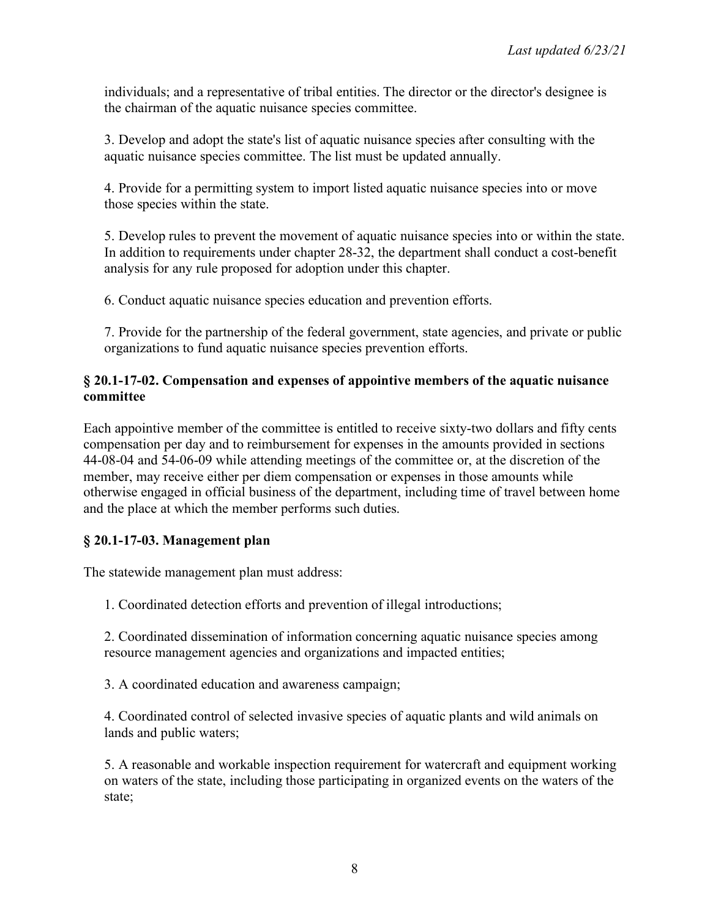individuals; and a representative of tribal entities. The director or the director's designee is the chairman of the aquatic nuisance species committee.

3. Develop and adopt the state's list of aquatic nuisance species after consulting with the aquatic nuisance species committee. The list must be updated annually.

4. Provide for a permitting system to import listed aquatic nuisance species into or move those species within the state.

5. Develop rules to prevent the movement of aquatic nuisance species into or within the state. In addition to requirements under chapter 28-32, the department shall conduct a cost-benefit analysis for any rule proposed for adoption under this chapter.

6. Conduct aquatic nuisance species education and prevention efforts.

7. Provide for the partnership of the federal government, state agencies, and private or public organizations to fund aquatic nuisance species prevention efforts.

### § 20.1-17-02. Compensation and expenses of appointive members of the aquatic nuisance committee

Each appointive member of the committee is entitled to receive sixty-two dollars and fifty cents compensation per day and to reimbursement for expenses in the amounts provided in sections 44-08-04 and 54-06-09 while attending meetings of the committee or, at the discretion of the member, may receive either per diem compensation or expenses in those amounts while otherwise engaged in official business of the department, including time of travel between home and the place at which the member performs such duties.

### § 20.1-17-03. Management plan

The statewide management plan must address:

1. Coordinated detection efforts and prevention of illegal introductions;

2. Coordinated dissemination of information concerning aquatic nuisance species among resource management agencies and organizations and impacted entities;

3. A coordinated education and awareness campaign;

4. Coordinated control of selected invasive species of aquatic plants and wild animals on lands and public waters;

5. A reasonable and workable inspection requirement for watercraft and equipment working on waters of the state, including those participating in organized events on the waters of the state;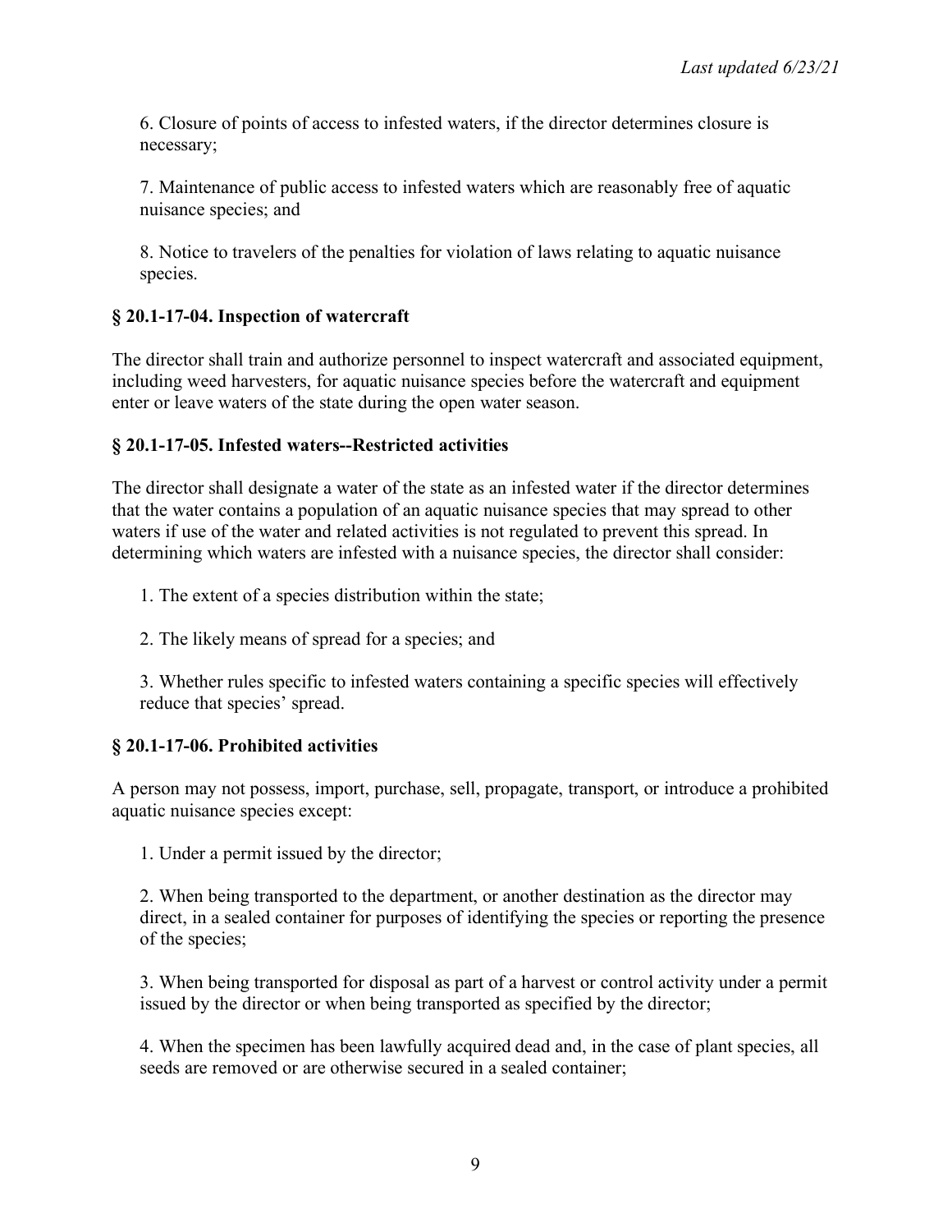6. Closure of points of access to infested waters, if the director determines closure is necessary;

7. Maintenance of public access to infested waters which are reasonably free of aquatic nuisance species; and

8. Notice to travelers of the penalties for violation of laws relating to aquatic nuisance species.

### § 20.1-17-04. Inspection of watercraft

The director shall train and authorize personnel to inspect watercraft and associated equipment, including weed harvesters, for aquatic nuisance species before the watercraft and equipment enter or leave waters of the state during the open water season.

### § 20.1-17-05. Infested waters--Restricted activities

The director shall designate a water of the state as an infested water if the director determines that the water contains a population of an aquatic nuisance species that may spread to other waters if use of the water and related activities is not regulated to prevent this spread. In determining which waters are infested with a nuisance species, the director shall consider:

1. The extent of a species distribution within the state;

2. The likely means of spread for a species; and

3. Whether rules specific to infested waters containing a specific species will effectively reduce that species' spread.

### § 20.1-17-06. Prohibited activities

A person may not possess, import, purchase, sell, propagate, transport, or introduce a prohibited aquatic nuisance species except:

1. Under a permit issued by the director;

2. When being transported to the department, or another destination as the director may direct, in a sealed container for purposes of identifying the species or reporting the presence of the species;

3. When being transported for disposal as part of a harvest or control activity under a permit issued by the director or when being transported as specified by the director;

4. When the specimen has been lawfully acquired dead and, in the case of plant species, all seeds are removed or are otherwise secured in a sealed container;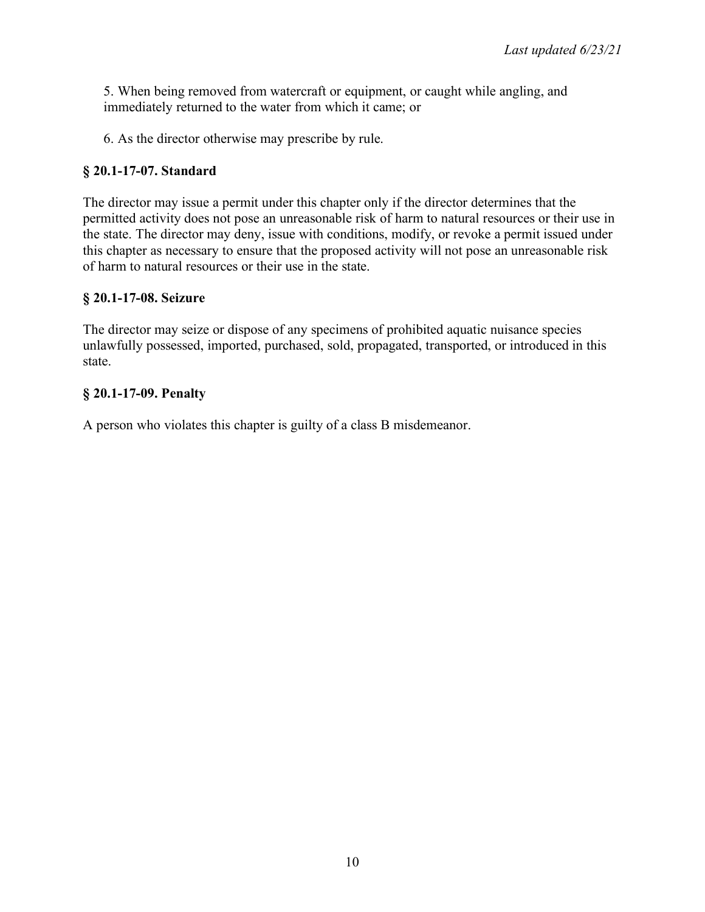5. When being removed from watercraft or equipment, or caught while angling, and immediately returned to the water from which it came; or

6. As the director otherwise may prescribe by rule.

### § 20.1-17-07. Standard

The director may issue a permit under this chapter only if the director determines that the permitted activity does not pose an unreasonable risk of harm to natural resources or their use in the state. The director may deny, issue with conditions, modify, or revoke a permit issued under this chapter as necessary to ensure that the proposed activity will not pose an unreasonable risk of harm to natural resources or their use in the state.

### § 20.1-17-08. Seizure

The director may seize or dispose of any specimens of prohibited aquatic nuisance species unlawfully possessed, imported, purchased, sold, propagated, transported, or introduced in this state.

### § 20.1-17-09. Penalty

A person who violates this chapter is guilty of a class B misdemeanor.